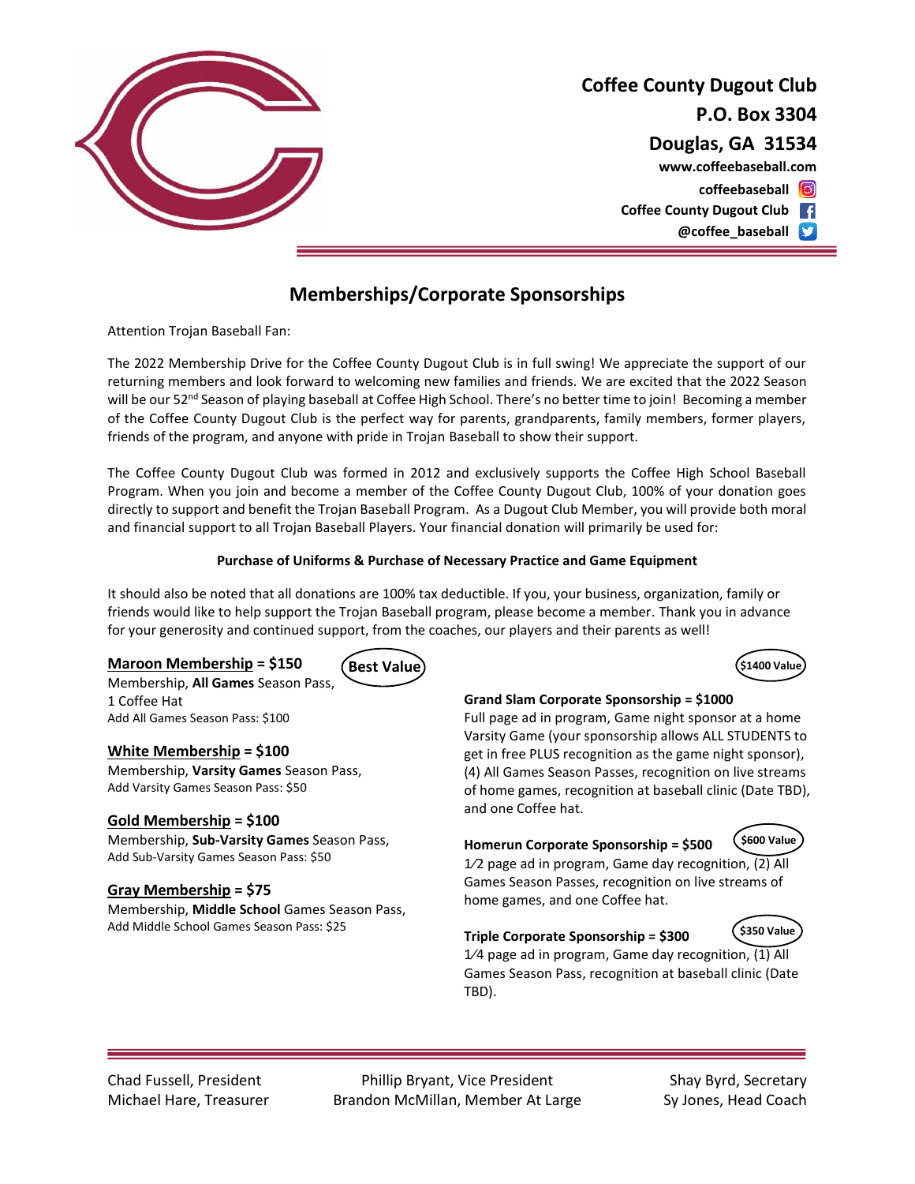**Coffee County Dugout Club**
**P.O. Box 3304**
**Douglas, GA 31534**
**www.coffeebaseball.com**
**coffeebaseball**
**Coffee County Dugout Club**
**@coffee_baseball**

## Memberships/Corporate Sponsorships

Attention Trojan Baseball Fan:

The 2022 Membership Drive for the Coffee County Dugout Club is in full swing! We appreciate the support of our returning members and look forward to welcoming new families and friends. We are excited that the 2022 Season will be our 52nd Season of playing baseball at Coffee High School. There's no better time to join! Becoming a member of the Coffee County Dugout Club is the perfect way for parents, grandparents, family members, former players, friends of the program, and anyone with pride in Trojan Baseball to show their support.

The Coffee County Dugout Club was formed in 2012 and exclusively supports the Coffee High School Baseball Program. When you join and become a member of the Coffee County Dugout Club, 100% of your donation goes directly to support and benefit the Trojan Baseball Program. As a Dugout Club Member, you will provide both moral and financial support to all Trojan Baseball Players. Your financial donation will primarily be used for:

**Purchase of Uniforms & Purchase of Necessary Practice and Game Equipment**

It should also be noted that all donations are 100% tax deductible. If you, your business, organization, family or friends would like to help support the Trojan Baseball program, please become a member. Thank you in advance for your generosity and continued support, from the coaches, our players and their parents as well!

**Maroon Membership = $150** — **Best Value**
Membership, **All Games** Season Pass,
1 Coffee Hat
Add All Games Season Pass: $100

**White Membership = $100**
Membership, **Varsity Games** Season Pass,
Add Varsity Games Season Pass: $50

**Gold Membership = $100**
Membership, **Sub-Varsity Games** Season Pass,
Add Sub-Varsity Games Season Pass: $50

**Gray Membership = $75**
Membership, **Middle School** Games Season Pass,
Add Middle School Games Season Pass: $25

**Grand Slam Corporate Sponsorship = $1000** — **$1400 Value**
Full page ad in program, Game night sponsor at a home Varsity Game (your sponsorship allows ALL STUDENTS to get in free PLUS recognition as the game night sponsor), (4) All Games Season Passes, recognition on live streams of home games, recognition at baseball clinic (Date TBD), and one Coffee hat.

**Homerun Corporate Sponsorship = $500** — **$600 Value**
1⁄2 page ad in program, Game day recognition, (2) All Games Season Passes, recognition on live streams of home games, and one Coffee hat.

**Triple Corporate Sponsorship = $300** — **$350 Value**
1⁄4 page ad in program, Game day recognition, (1) All Games Season Pass, recognition at baseball clinic (Date TBD).

Chad Fussell, President
Michael Hare, Treasurer
Phillip Bryant, Vice President
Brandon McMillan, Member At Large
Shay Byrd, Secretary
Sy Jones, Head Coach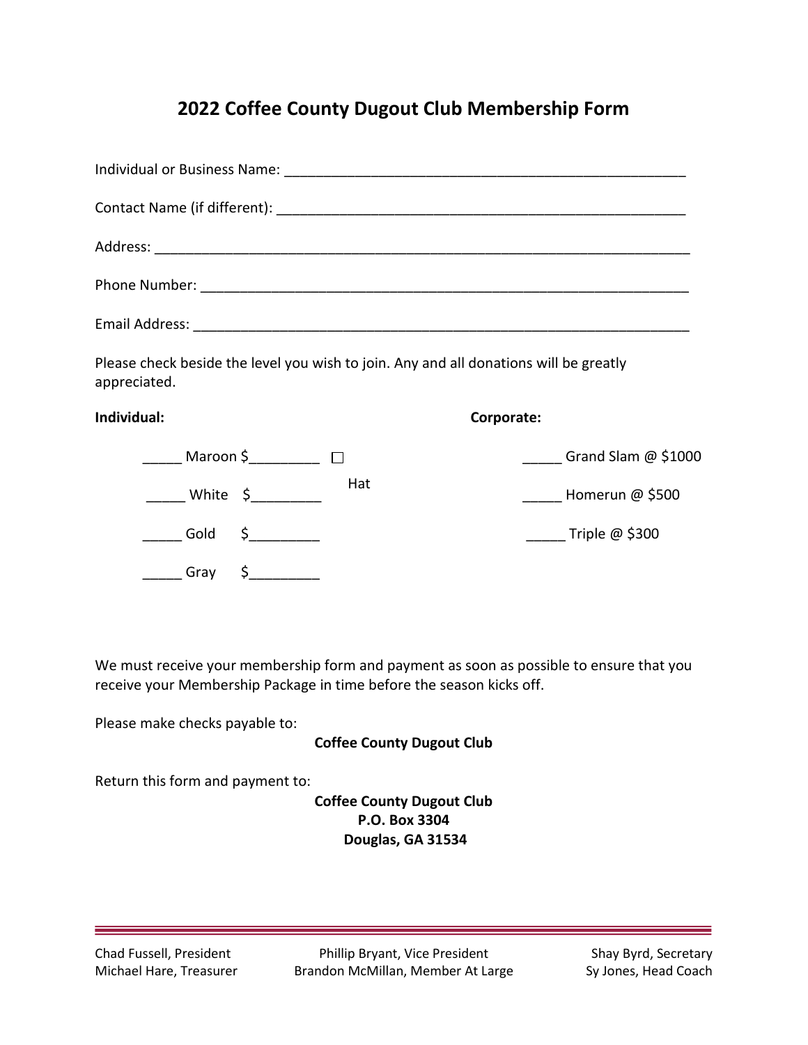# 2022 Coffee County Dugout Club Membership Form

Individual or Business Name: _____________________________________________________

Contact Name (if different): _____________________________________________________

Address: ______________________________________________________________________

Phone Number: _________________________________________________________________

Email Address: ________________________________________________________________

Please check beside the level you wish to join. Any and all donations will be greatly appreciated.

| **Individual:** | | **Corporate:** |
| --- | --- | --- |
| _____ Maroon $_________ | ☐ Hat | _____ Grand Slam @ $1000 |
| _____ White $_________ | | _____ Homerun @ $500 |
| _____ Gold $_________ | | _____ Triple @ $300 |
| _____ Gray $_________ | | |

We must receive your membership form and payment as soon as possible to ensure that you receive your Membership Package in time before the season kicks off.

Please make checks payable to:

**Coffee County Dugout Club**

Return this form and payment to:

**Coffee County Dugout Club**
**P.O. Box 3304**
**Douglas, GA 31534**

---

Chad Fussell, President
Michael Hare, Treasurer

Phillip Bryant, Vice President
Brandon McMillan, Member At Large

Shay Byrd, Secretary
Sy Jones, Head Coach